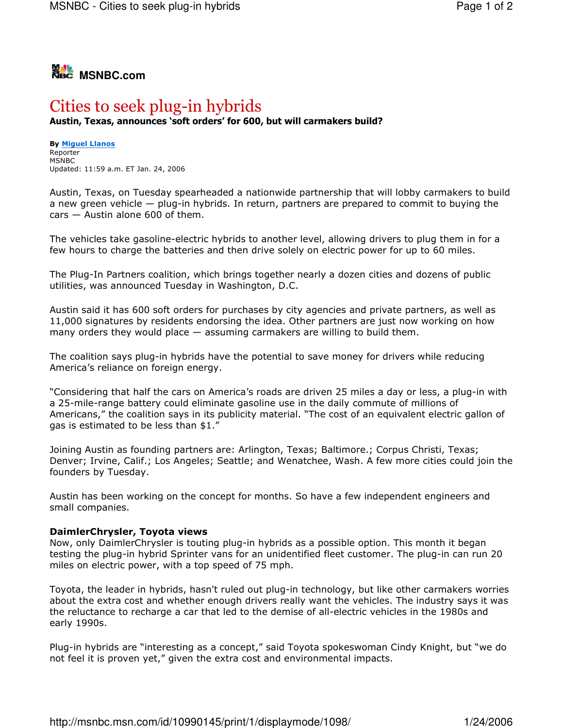**MSNBC.com**

# Cities to seek plug-in hybrids

**Austin, Texas, announces 'soft orders' for 600, but will carmakers build?**

**By** Miguel Llanos
Reporter
MSNBC
Updated: 11:59 a.m. ET Jan. 24, 2006

Austin, Texas, on Tuesday spearheaded a nationwide partnership that will lobby carmakers to build a new green vehicle — plug-in hybrids. In return, partners are prepared to commit to buying the cars — Austin alone 600 of them.

The vehicles take gasoline-electric hybrids to another level, allowing drivers to plug them in for a few hours to charge the batteries and then drive solely on electric power for up to 60 miles.

The Plug-In Partners coalition, which brings together nearly a dozen cities and dozens of public utilities, was announced Tuesday in Washington, D.C.

Austin said it has 600 soft orders for purchases by city agencies and private partners, as well as 11,000 signatures by residents endorsing the idea. Other partners are just now working on how many orders they would place — assuming carmakers are willing to build them.

The coalition says plug-in hybrids have the potential to save money for drivers while reducing America's reliance on foreign energy.

"Considering that half the cars on America's roads are driven 25 miles a day or less, a plug-in with a 25-mile-range battery could eliminate gasoline use in the daily commute of millions of Americans," the coalition says in its publicity material. "The cost of an equivalent electric gallon of gas is estimated to be less than $1."

Joining Austin as founding partners are: Arlington, Texas; Baltimore.; Corpus Christi, Texas; Denver; Irvine, Calif.; Los Angeles; Seattle; and Wenatchee, Wash. A few more cities could join the founders by Tuesday.

Austin has been working on the concept for months. So have a few independent engineers and small companies.

**DaimlerChrysler, Toyota views**

Now, only DaimlerChrysler is touting plug-in hybrids as a possible option. This month it began testing the plug-in hybrid Sprinter vans for an unidentified fleet customer. The plug-in can run 20 miles on electric power, with a top speed of 75 mph.

Toyota, the leader in hybrids, hasn't ruled out plug-in technology, but like other carmakers worries about the extra cost and whether enough drivers really want the vehicles. The industry says it was the reluctance to recharge a car that led to the demise of all-electric vehicles in the 1980s and early 1990s.

Plug-in hybrids are "interesting as a concept," said Toyota spokeswoman Cindy Knight, but "we do not feel it is proven yet," given the extra cost and environmental impacts.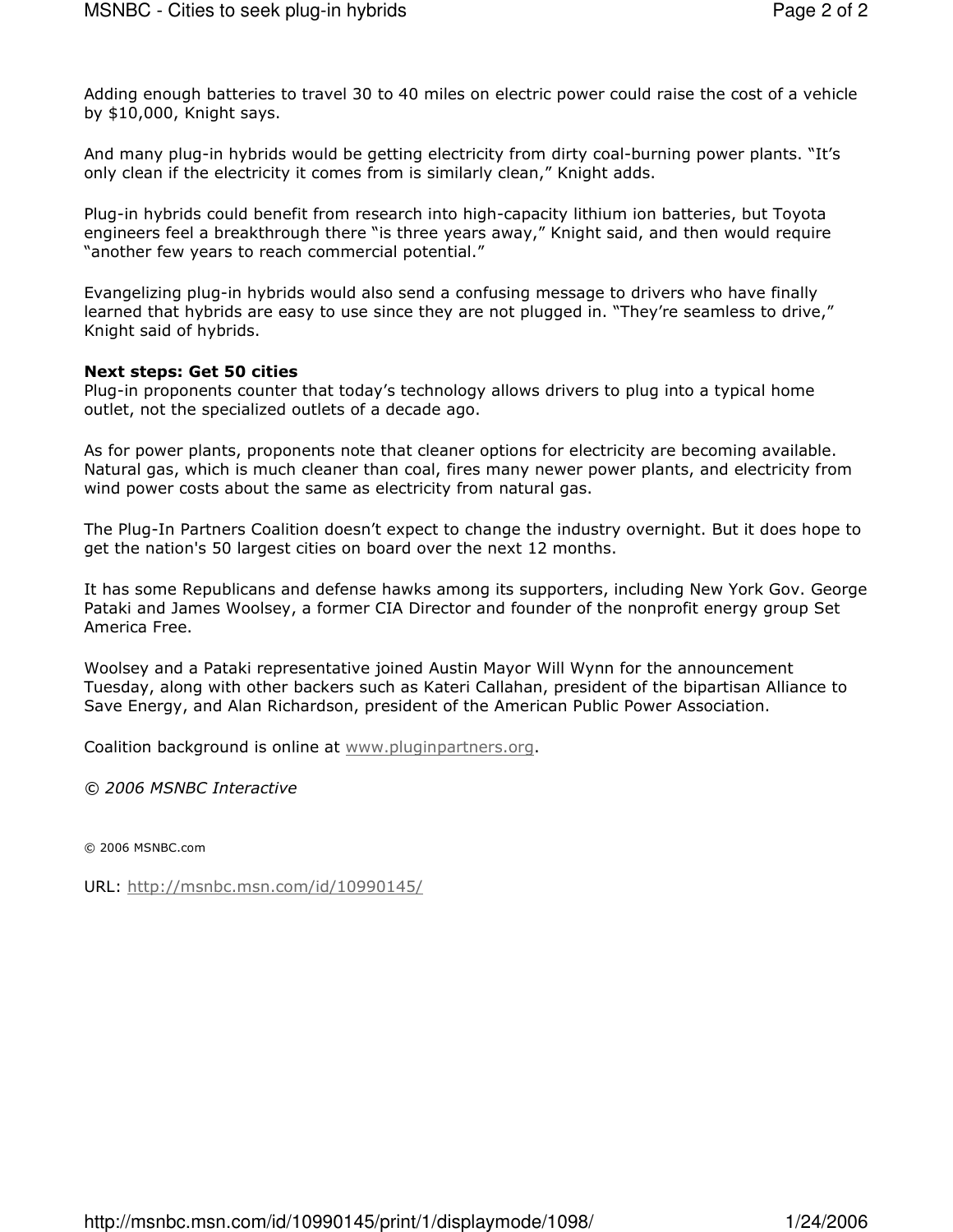Adding enough batteries to travel 30 to 40 miles on electric power could raise the cost of a vehicle by $10,000, Knight says.

And many plug-in hybrids would be getting electricity from dirty coal-burning power plants. "It's only clean if the electricity it comes from is similarly clean," Knight adds.

Plug-in hybrids could benefit from research into high-capacity lithium ion batteries, but Toyota engineers feel a breakthrough there "is three years away," Knight said, and then would require "another few years to reach commercial potential."

Evangelizing plug-in hybrids would also send a confusing message to drivers who have finally learned that hybrids are easy to use since they are not plugged in. "They're seamless to drive," Knight said of hybrids.

**Next steps: Get 50 cities**

Plug-in proponents counter that today's technology allows drivers to plug into a typical home outlet, not the specialized outlets of a decade ago.

As for power plants, proponents note that cleaner options for electricity are becoming available. Natural gas, which is much cleaner than coal, fires many newer power plants, and electricity from wind power costs about the same as electricity from natural gas.

The Plug-In Partners Coalition doesn't expect to change the industry overnight. But it does hope to get the nation's 50 largest cities on board over the next 12 months.

It has some Republicans and defense hawks among its supporters, including New York Gov. George Pataki and James Woolsey, a former CIA Director and founder of the nonprofit energy group Set America Free.

Woolsey and a Pataki representative joined Austin Mayor Will Wynn for the announcement Tuesday, along with other backers such as Kateri Callahan, president of the bipartisan Alliance to Save Energy, and Alan Richardson, president of the American Public Power Association.

Coalition background is online at www.pluginpartners.org.

*© 2006 MSNBC Interactive*

© 2006 MSNBC.com

URL: http://msnbc.msn.com/id/10990145/